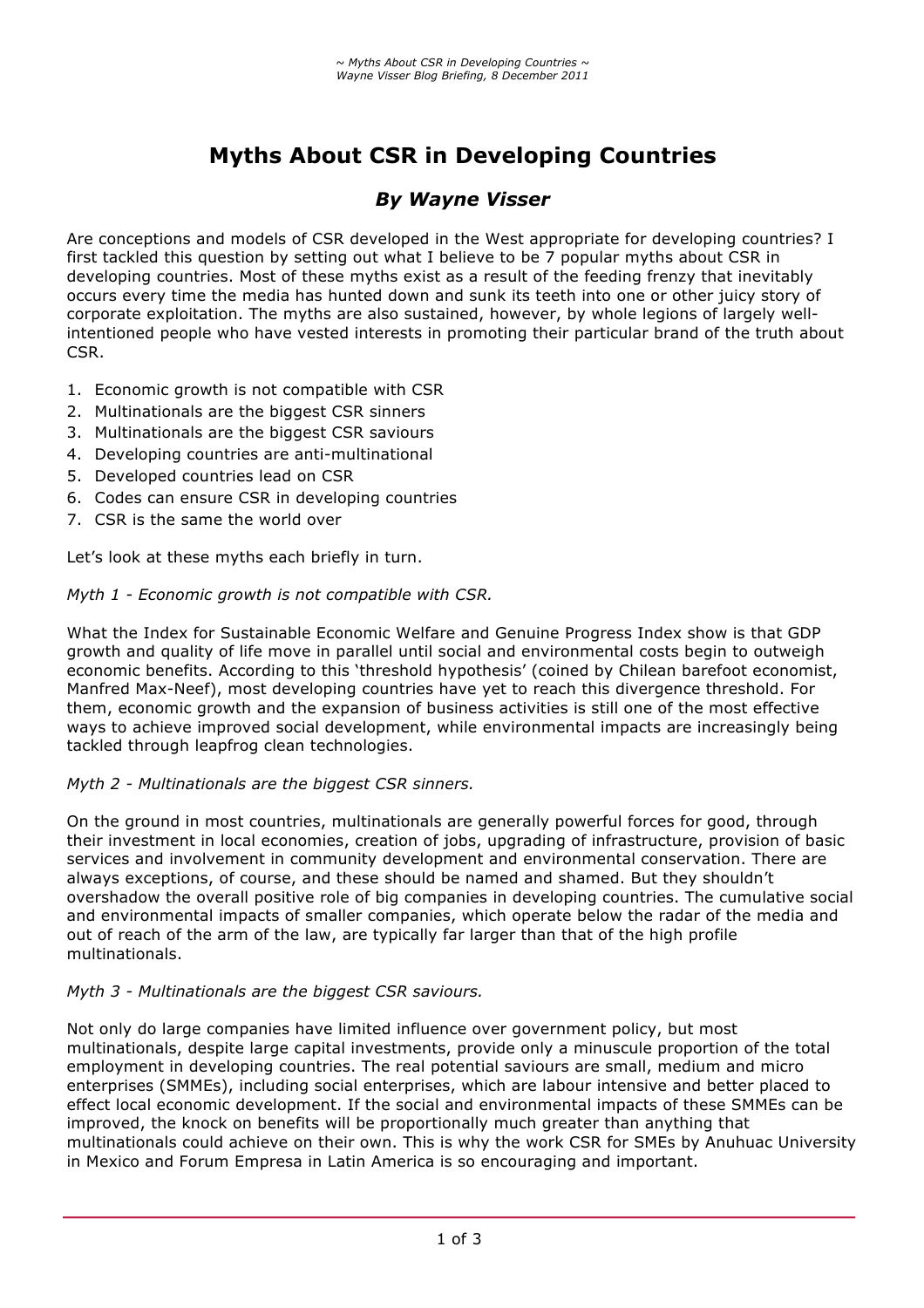# Myths About CSR in Developing Countries

## *By Wayne Visser*

Are conceptions and models of CSR developed in the West appropriate for developing countries? I first tackled this question by setting out what I believe to be 7 popular myths about CSR in developing countries. Most of these myths exist as a result of the feeding frenzy that inevitably occurs every time the media has hunted down and sunk its teeth into one or other juicy story of corporate exploitation. The myths are also sustained, however, by whole legions of largely well-intentioned people who have vested interests in promoting their particular brand of the truth about CSR.

1. Economic growth is not compatible with CSR
2. Multinationals are the biggest CSR sinners
3. Multinationals are the biggest CSR saviours
4. Developing countries are anti-multinational
5. Developed countries lead on CSR
6. Codes can ensure CSR in developing countries
7. CSR is the same the world over

Let's look at these myths each briefly in turn.

*Myth 1 - Economic growth is not compatible with CSR.*

What the Index for Sustainable Economic Welfare and Genuine Progress Index show is that GDP growth and quality of life move in parallel until social and environmental costs begin to outweigh economic benefits. According to this 'threshold hypothesis' (coined by Chilean barefoot economist, Manfred Max-Neef), most developing countries have yet to reach this divergence threshold. For them, economic growth and the expansion of business activities is still one of the most effective ways to achieve improved social development, while environmental impacts are increasingly being tackled through leapfrog clean technologies.

*Myth 2 - Multinationals are the biggest CSR sinners.*

On the ground in most countries, multinationals are generally powerful forces for good, through their investment in local economies, creation of jobs, upgrading of infrastructure, provision of basic services and involvement in community development and environmental conservation. There are always exceptions, of course, and these should be named and shamed. But they shouldn't overshadow the overall positive role of big companies in developing countries. The cumulative social and environmental impacts of smaller companies, which operate below the radar of the media and out of reach of the arm of the law, are typically far larger than that of the high profile multinationals.

*Myth 3 - Multinationals are the biggest CSR saviours.*

Not only do large companies have limited influence over government policy, but most multinationals, despite large capital investments, provide only a minuscule proportion of the total employment in developing countries. The real potential saviours are small, medium and micro enterprises (SMMEs), including social enterprises, which are labour intensive and better placed to effect local economic development. If the social and environmental impacts of these SMMEs can be improved, the knock on benefits will be proportionally much greater than anything that multinationals could achieve on their own. This is why the work CSR for SMEs by Anuhuac University in Mexico and Forum Empresa in Latin America is so encouraging and important.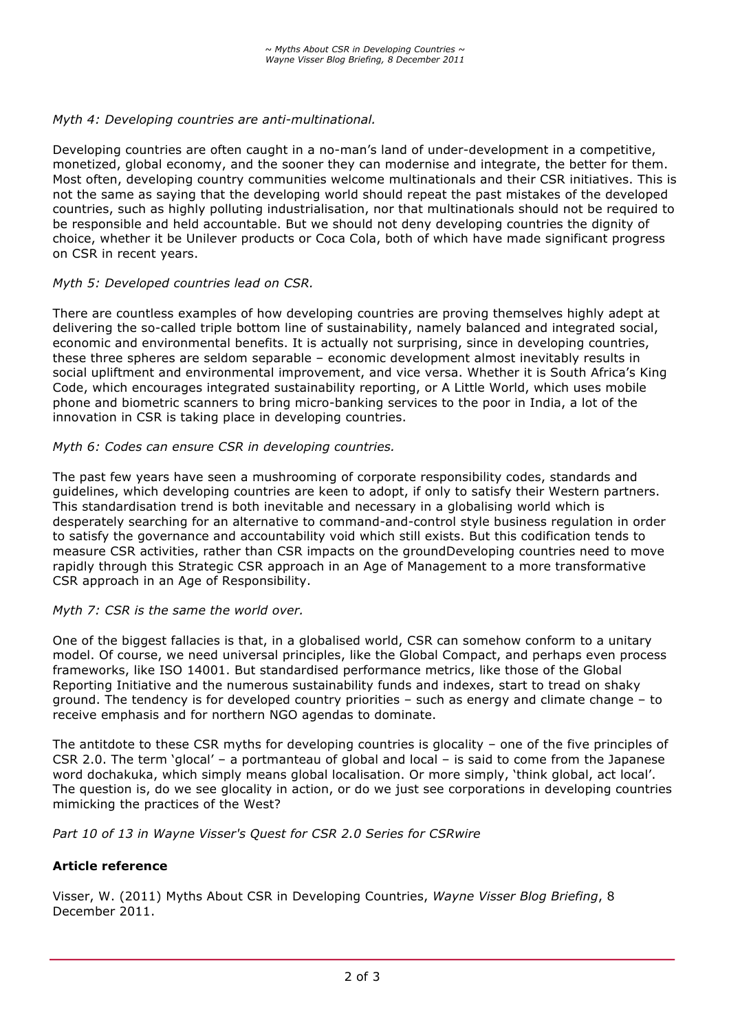*Myth 4: Developing countries are anti-multinational.*

Developing countries are often caught in a no-man's land of under-development in a competitive, monetized, global economy, and the sooner they can modernise and integrate, the better for them. Most often, developing country communities welcome multinationals and their CSR initiatives. This is not the same as saying that the developing world should repeat the past mistakes of the developed countries, such as highly polluting industrialisation, nor that multinationals should not be required to be responsible and held accountable. But we should not deny developing countries the dignity of choice, whether it be Unilever products or Coca Cola, both of which have made significant progress on CSR in recent years.

*Myth 5: Developed countries lead on CSR.*

There are countless examples of how developing countries are proving themselves highly adept at delivering the so-called triple bottom line of sustainability, namely balanced and integrated social, economic and environmental benefits. It is actually not surprising, since in developing countries, these three spheres are seldom separable – economic development almost inevitably results in social upliftment and environmental improvement, and vice versa. Whether it is South Africa's King Code, which encourages integrated sustainability reporting, or A Little World, which uses mobile phone and biometric scanners to bring micro-banking services to the poor in India, a lot of the innovation in CSR is taking place in developing countries.

*Myth 6: Codes can ensure CSR in developing countries.*

The past few years have seen a mushrooming of corporate responsibility codes, standards and guidelines, which developing countries are keen to adopt, if only to satisfy their Western partners. This standardisation trend is both inevitable and necessary in a globalising world which is desperately searching for an alternative to command-and-control style business regulation in order to satisfy the governance and accountability void which still exists. But this codification tends to measure CSR activities, rather than CSR impacts on the groundDeveloping countries need to move rapidly through this Strategic CSR approach in an Age of Management to a more transformative CSR approach in an Age of Responsibility.

*Myth 7: CSR is the same the world over.*

One of the biggest fallacies is that, in a globalised world, CSR can somehow conform to a unitary model. Of course, we need universal principles, like the Global Compact, and perhaps even process frameworks, like ISO 14001. But standardised performance metrics, like those of the Global Reporting Initiative and the numerous sustainability funds and indexes, start to tread on shaky ground. The tendency is for developed country priorities – such as energy and climate change – to receive emphasis and for northern NGO agendas to dominate.

The antitdote to these CSR myths for developing countries is glocality – one of the five principles of CSR 2.0. The term 'glocal' – a portmanteau of global and local – is said to come from the Japanese word dochakuka, which simply means global localisation. Or more simply, 'think global, act local'. The question is, do we see glocality in action, or do we just see corporations in developing countries mimicking the practices of the West?

*Part 10 of 13 in Wayne Visser's Quest for CSR 2.0 Series for CSRwire*

**Article reference**

Visser, W. (2011) Myths About CSR in Developing Countries, *Wayne Visser Blog Briefing*, 8 December 2011.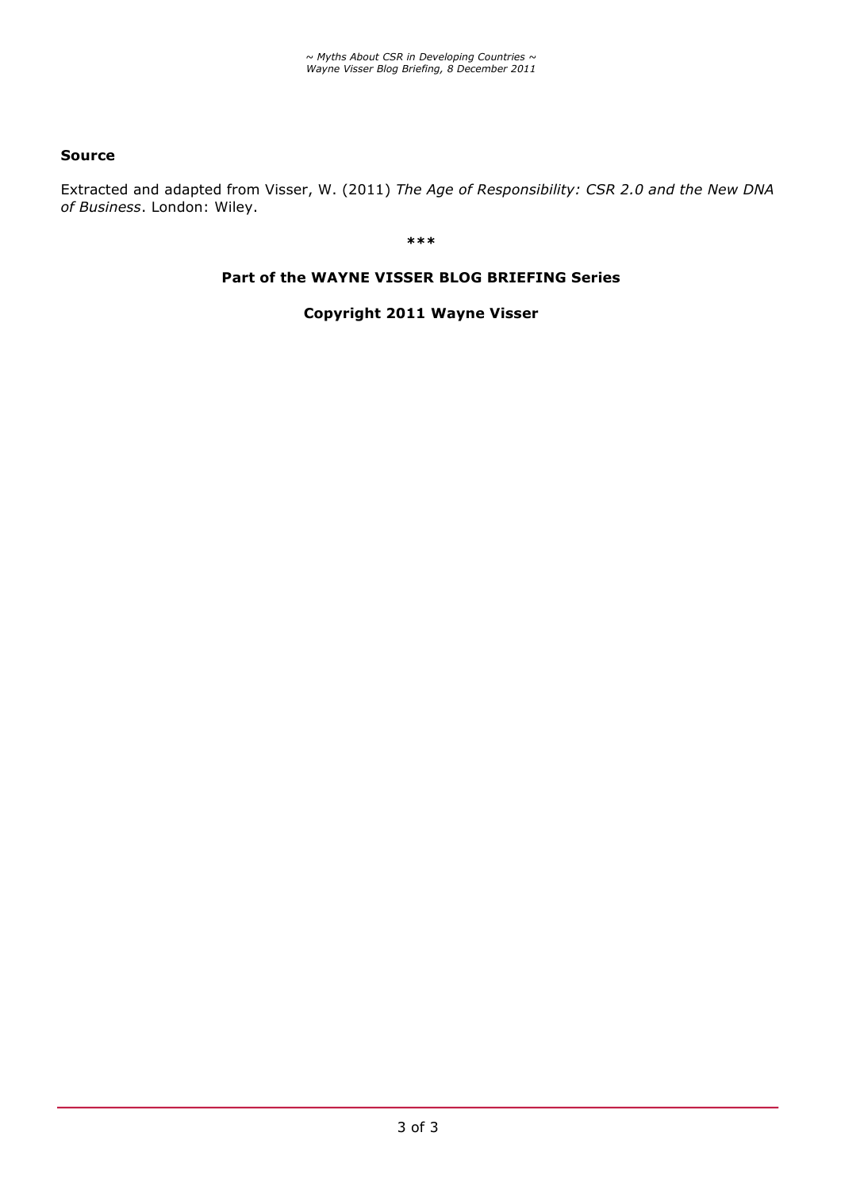**Source**

Extracted and adapted from Visser, W. (2011) *The Age of Responsibility: CSR 2.0 and the New DNA of Business*. London: Wiley.

***

**Part of the WAYNE VISSER BLOG BRIEFING Series**

**Copyright 2011 Wayne Visser**